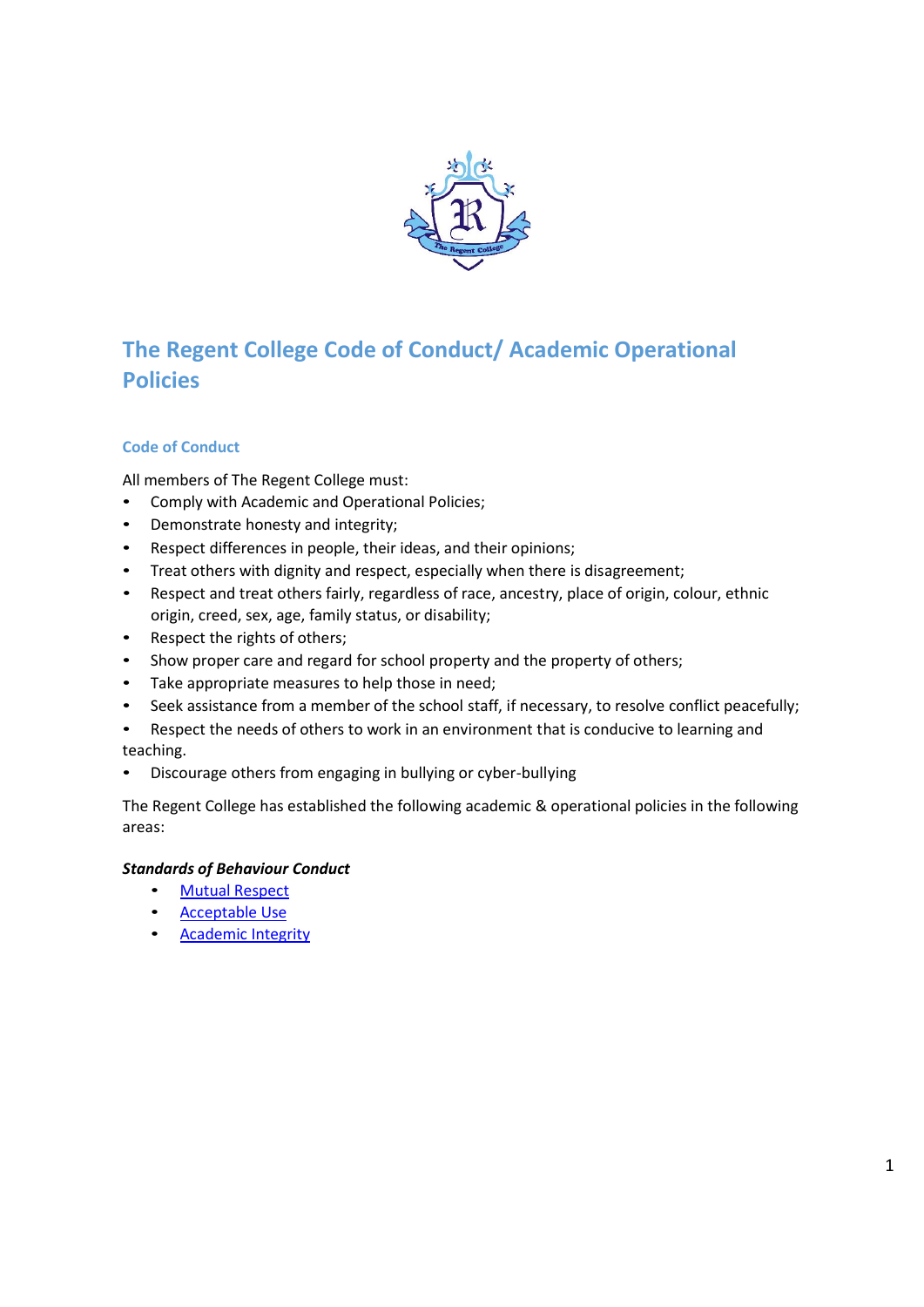# The Regent College Code of Conduct/ Academic Operational Policies

## Code of Conduct

All members of The Regent College must:

- Comply with Academic and Operational Policies;
- Demonstrate honesty and integrity;
- Respect differences in people, their ideas, and their opinions;
- Treat others with dignity and respect, especially when there is disagreement;
- Respect and treat others fairly, regardless of race, ancestry, place of origin, colour, ethnic origin, creed, sex, age, family status, or disability;
- Respect the rights of others;
- Show proper care and regard for school property and the property of others;
- Take appropriate measures to help those in need;
- Seek assistance from a member of the school staff, if necessary, to resolve conflict peacefully;
- Respect the needs of others to work in an environment that is conducive to learning and teaching.
- Discourage others from engaging in bullying or cyber-bullying

The Regent College has established the following academic & operational policies in the following areas:

***Standards of Behaviour Conduct***

- Mutual Respect
- Acceptable Use
- Academic Integrity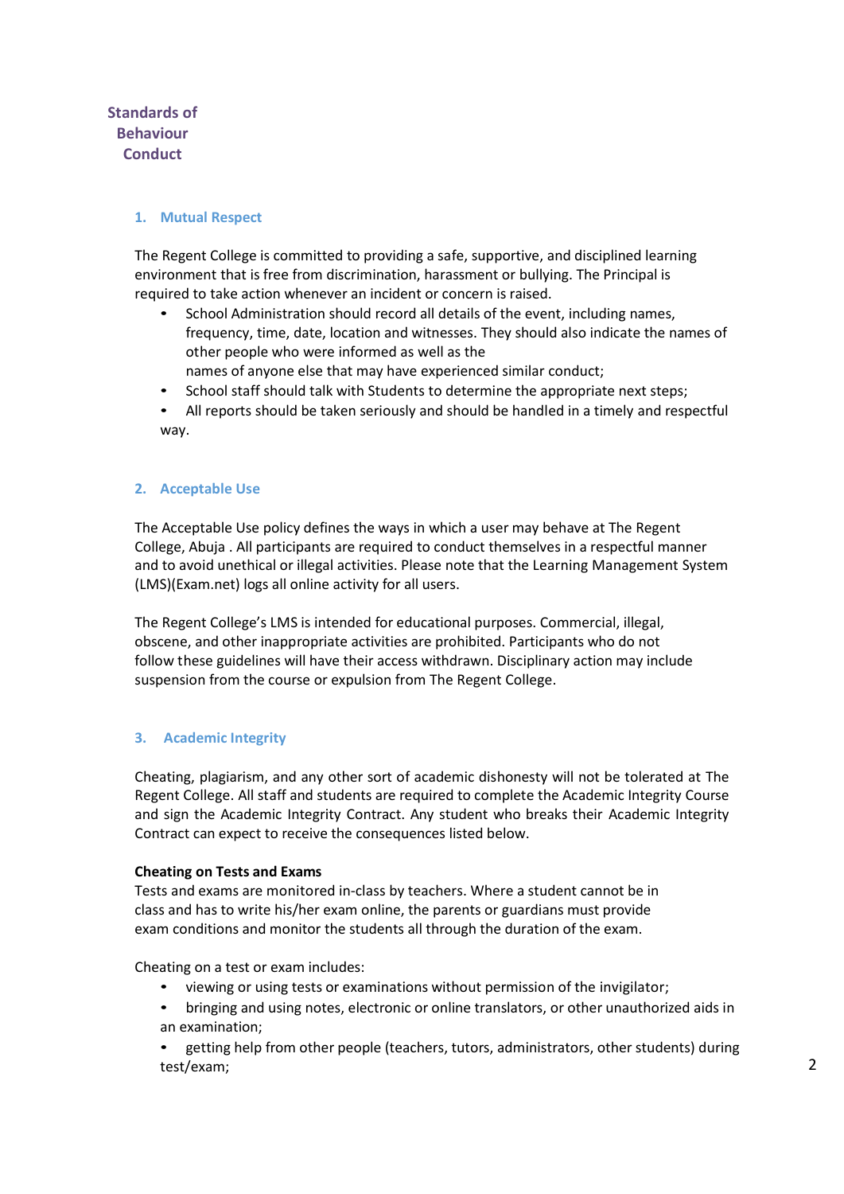## Standards of Behaviour Conduct

### 1. Mutual Respect

The Regent College is committed to providing a safe, supportive, and disciplined learning environment that is free from discrimination, harassment or bullying. The Principal is required to take action whenever an incident or concern is raised.

- School Administration should record all details of the event, including names, frequency, time, date, location and witnesses. They should also indicate the names of other people who were informed as well as the names of anyone else that may have experienced similar conduct;
- School staff should talk with Students to determine the appropriate next steps;
- All reports should be taken seriously and should be handled in a timely and respectful way.

### 2. Acceptable Use

The Acceptable Use policy defines the ways in which a user may behave at The Regent College, Abuja . All participants are required to conduct themselves in a respectful manner and to avoid unethical or illegal activities. Please note that the Learning Management System (LMS)(Exam.net) logs all online activity for all users.

The Regent College's LMS is intended for educational purposes. Commercial, illegal, obscene, and other inappropriate activities are prohibited. Participants who do not follow these guidelines will have their access withdrawn. Disciplinary action may include suspension from the course or expulsion from The Regent College.

### 3. Academic Integrity

Cheating, plagiarism, and any other sort of academic dishonesty will not be tolerated at The Regent College. All staff and students are required to complete the Academic Integrity Course and sign the Academic Integrity Contract. Any student who breaks their Academic Integrity Contract can expect to receive the consequences listed below.

**Cheating on Tests and Exams**
Tests and exams are monitored in-class by teachers. Where a student cannot be in class and has to write his/her exam online, the parents or guardians must provide exam conditions and monitor the students all through the duration of the exam.

Cheating on a test or exam includes:

- viewing or using tests or examinations without permission of the invigilator;
- bringing and using notes, electronic or online translators, or other unauthorized aids in an examination;
- getting help from other people (teachers, tutors, administrators, other students) during test/exam;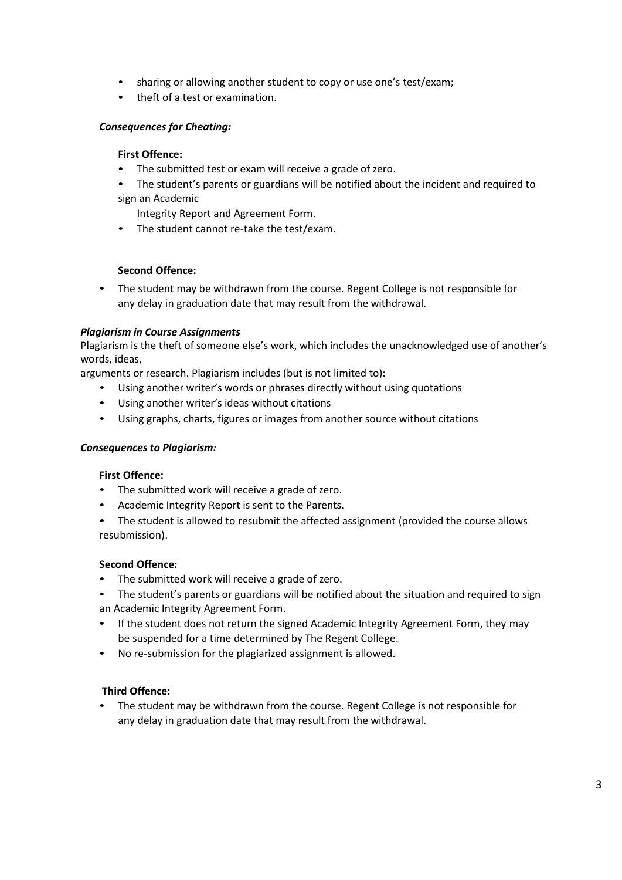- sharing or allowing another student to copy or use one's test/exam;
- theft of a test or examination.

***Consequences for Cheating:***

**First Offence:**

- The submitted test or exam will receive a grade of zero.
- The student's parents or guardians will be notified about the incident and required to sign an Academic Integrity Report and Agreement Form.
- The student cannot re-take the test/exam.

**Second Offence:**

- The student may be withdrawn from the course. Regent College is not responsible for any delay in graduation date that may result from the withdrawal.

***Plagiarism in Course Assignments***

Plagiarism is the theft of someone else's work, which includes the unacknowledged use of another's words, ideas, arguments or research. Plagiarism includes (but is not limited to):

- Using another writer's words or phrases directly without using quotations
- Using another writer's ideas without citations
- Using graphs, charts, figures or images from another source without citations

***Consequences to Plagiarism:***

**First Offence:**

- The submitted work will receive a grade of zero.
- Academic Integrity Report is sent to the Parents.
- The student is allowed to resubmit the affected assignment (provided the course allows resubmission).

**Second Offence:**

- The submitted work will receive a grade of zero.
- The student's parents or guardians will be notified about the situation and required to sign an Academic Integrity Agreement Form.
- If the student does not return the signed Academic Integrity Agreement Form, they may be suspended for a time determined by The Regent College.
- No re-submission for the plagiarized assignment is allowed.

**Third Offence:**

- The student may be withdrawn from the course. Regent College is not responsible for any delay in graduation date that may result from the withdrawal.